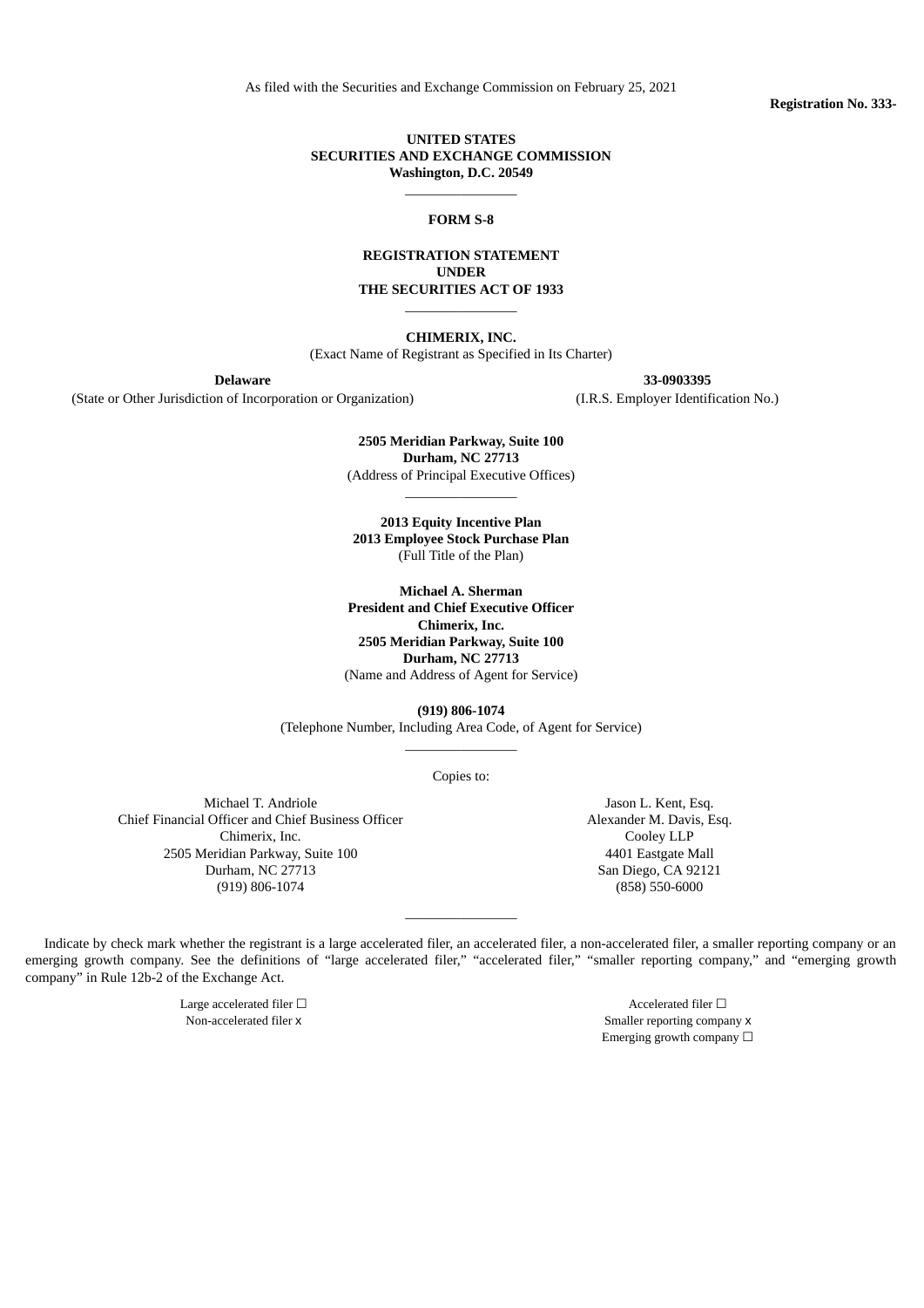As filed with the Securities and Exchange Commission on February 25, 2021

**Registration No. 333-**

**UNITED STATES**
**SECURITIES AND EXCHANGE COMMISSION**
**Washington, D.C. 20549**

---

**FORM S-8**

**REGISTRATION STATEMENT**
**UNDER**
**THE SECURITIES ACT OF 1933**

---

**CHIMERIX, INC.**
(Exact Name of Registrant as Specified in Its Charter)

| **Delaware** | **33-0903395** |
|---|---|
| (State or Other Jurisdiction of Incorporation or Organization) | (I.R.S. Employer Identification No.) |

**2505 Meridian Parkway, Suite 100**
**Durham, NC 27713**
(Address of Principal Executive Offices)

---

**2013 Equity Incentive Plan**
**2013 Employee Stock Purchase Plan**
(Full Title of the Plan)

**Michael A. Sherman**
**President and Chief Executive Officer**
**Chimerix, Inc.**
**2505 Meridian Parkway, Suite 100**
**Durham, NC 27713**
(Name and Address of Agent for Service)

**(919) 806-1074**
(Telephone Number, Including Area Code, of Agent for Service)

---

Copies to:

| Michael T. Andriole<br>Chief Financial Officer and Chief Business Officer<br>Chimerix, Inc.<br>2505 Meridian Parkway, Suite 100<br>Durham, NC 27713<br>(919) 806-1074 | Jason L. Kent, Esq.<br>Alexander M. Davis, Esq.<br>Cooley LLP<br>4401 Eastgate Mall<br>San Diego, CA 92121<br>(858) 550-6000 |
|---|---|

---

Indicate by check mark whether the registrant is a large accelerated filer, an accelerated filer, a non-accelerated filer, a smaller reporting company or an emerging growth company. See the definitions of "large accelerated filer," "accelerated filer," "smaller reporting company," and "emerging growth company" in Rule 12b-2 of the Exchange Act.

| | |
|---|---|
| Large accelerated filer ☐ | Accelerated filer ☐ |
| Non-accelerated filer x | Smaller reporting company x |
| | Emerging growth company ☐ |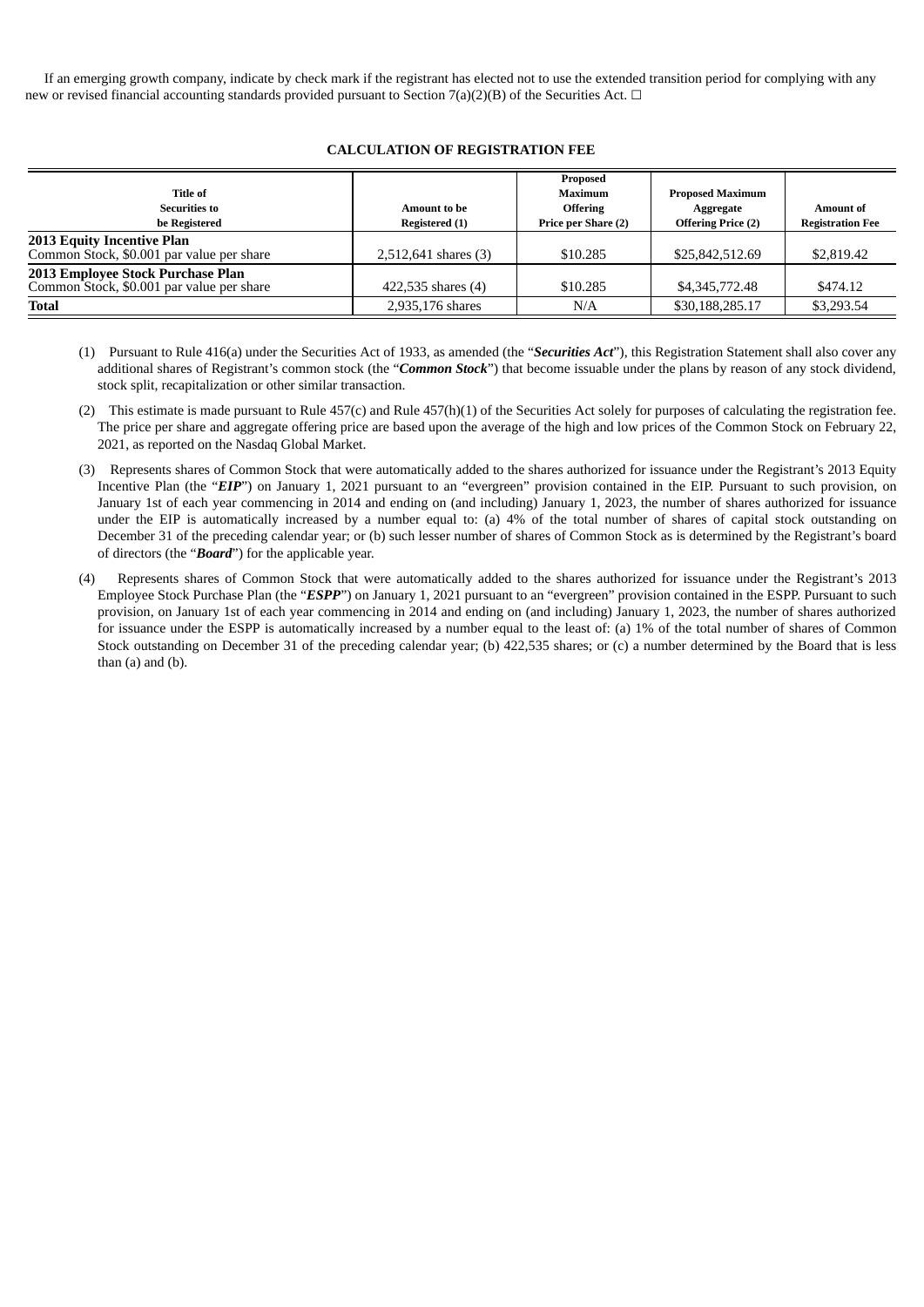If an emerging growth company, indicate by check mark if the registrant has elected not to use the extended transition period for complying with any new or revised financial accounting standards provided pursuant to Section 7(a)(2)(B) of the Securities Act. ☐

**CALCULATION OF REGISTRATION FEE**

| Title of Securities to be Registered | Amount to be Registered (1) | Proposed Maximum Offering Price per Share (2) | Proposed Maximum Aggregate Offering Price (2) | Amount of Registration Fee |
|---|---|---|---|---|
| **2013 Equity Incentive Plan** Common Stock, $0.001 par value per share | 2,512,641 shares (3) | $10.285 | $25,842,512.69 | $2,819.42 |
| **2013 Employee Stock Purchase Plan** Common Stock, $0.001 par value per share | 422,535 shares (4) | $10.285 | $4,345,772.48 | $474.12 |
| **Total** | 2,935,176 shares | N/A | $30,188,285.17 | $3,293.54 |

(1) Pursuant to Rule 416(a) under the Securities Act of 1933, as amended (the "***Securities Act***"), this Registration Statement shall also cover any additional shares of Registrant's common stock (the "***Common Stock***") that become issuable under the plans by reason of any stock dividend, stock split, recapitalization or other similar transaction.

(2) This estimate is made pursuant to Rule 457(c) and Rule 457(h)(1) of the Securities Act solely for purposes of calculating the registration fee. The price per share and aggregate offering price are based upon the average of the high and low prices of the Common Stock on February 22, 2021, as reported on the Nasdaq Global Market.

(3) Represents shares of Common Stock that were automatically added to the shares authorized for issuance under the Registrant's 2013 Equity Incentive Plan (the "***EIP***") on January 1, 2021 pursuant to an "evergreen" provision contained in the EIP. Pursuant to such provision, on January 1st of each year commencing in 2014 and ending on (and including) January 1, 2023, the number of shares authorized for issuance under the EIP is automatically increased by a number equal to: (a) 4% of the total number of shares of capital stock outstanding on December 31 of the preceding calendar year; or (b) such lesser number of shares of Common Stock as is determined by the Registrant's board of directors (the "***Board***") for the applicable year.

(4) Represents shares of Common Stock that were automatically added to the shares authorized for issuance under the Registrant's 2013 Employee Stock Purchase Plan (the "***ESPP***") on January 1, 2021 pursuant to an "evergreen" provision contained in the ESPP. Pursuant to such provision, on January 1st of each year commencing in 2014 and ending on (and including) January 1, 2023, the number of shares authorized for issuance under the ESPP is automatically increased by a number equal to the least of: (a) 1% of the total number of shares of Common Stock outstanding on December 31 of the preceding calendar year; (b) 422,535 shares; or (c) a number determined by the Board that is less than (a) and (b).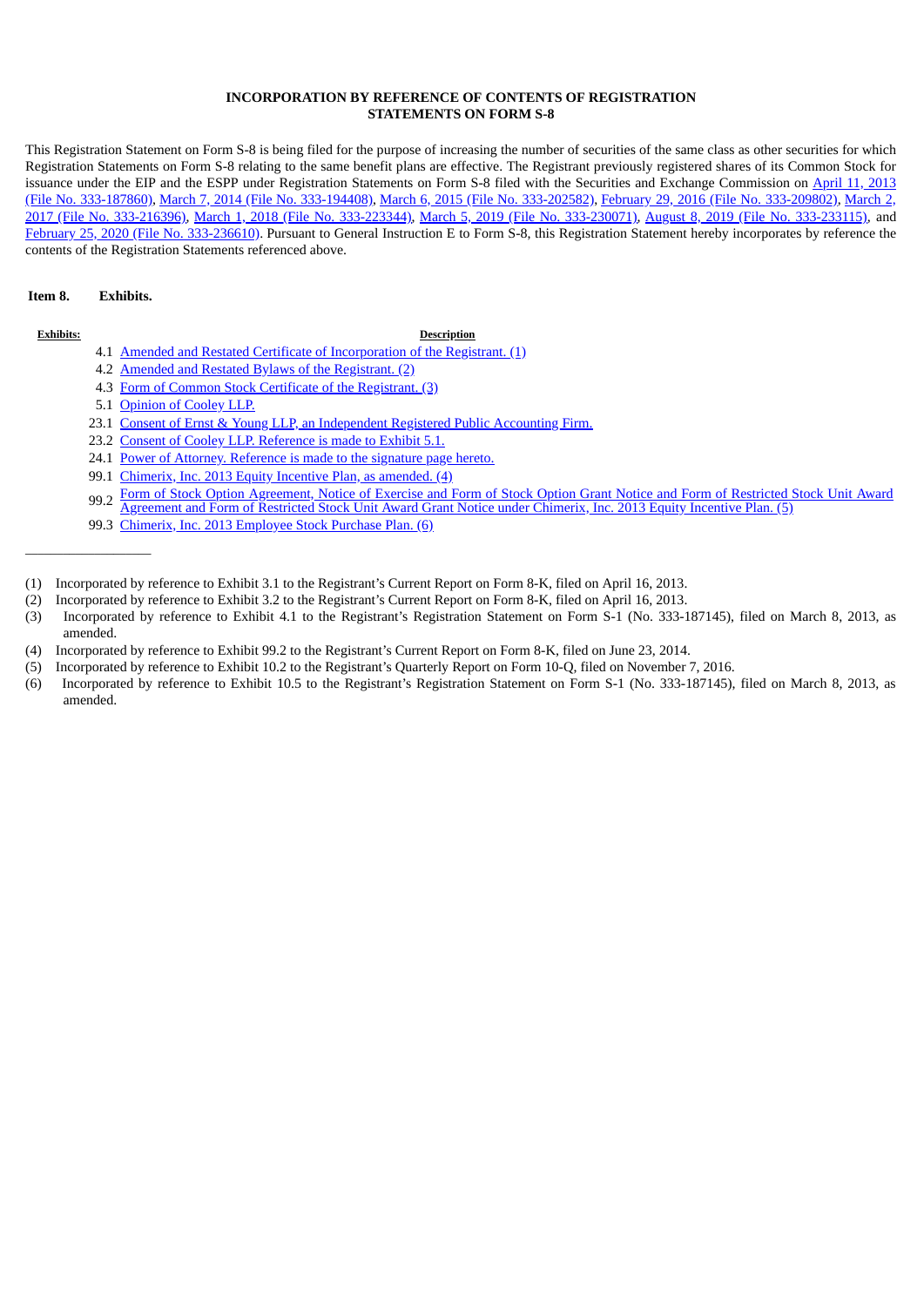**INCORPORATION BY REFERENCE OF CONTENTS OF REGISTRATION STATEMENTS ON FORM S-8**

This Registration Statement on Form S-8 is being filed for the purpose of increasing the number of securities of the same class as other securities for which Registration Statements on Form S-8 relating to the same benefit plans are effective. The Registrant previously registered shares of its Common Stock for issuance under the EIP and the ESPP under Registration Statements on Form S-8 filed with the Securities and Exchange Commission on April 11, 2013 (File No. 333-187860), March 7, 2014 (File No. 333-194408), March 6, 2015 (File No. 333-202582), February 29, 2016 (File No. 333-209802), March 2, 2017 (File No. 333-216396), March 1, 2018 (File No. 333-223344), March 5, 2019 (File No. 333-230071), August 8, 2019 (File No. 333-233115), and February 25, 2020 (File No. 333-236610). Pursuant to General Instruction E to Form S-8, this Registration Statement hereby incorporates by reference the contents of the Registration Statements referenced above.

**Item 8. Exhibits.**

| Exhibits: | Description |
|---|---|
| 4.1 | Amended and Restated Certificate of Incorporation of the Registrant. (1) |
| 4.2 | Amended and Restated Bylaws of the Registrant. (2) |
| 4.3 | Form of Common Stock Certificate of the Registrant. (3) |
| 5.1 | Opinion of Cooley LLP. |
| 23.1 | Consent of Ernst & Young LLP, an Independent Registered Public Accounting Firm. |
| 23.2 | Consent of Cooley LLP. Reference is made to Exhibit 5.1. |
| 24.1 | Power of Attorney. Reference is made to the signature page hereto. |
| 99.1 | Chimerix, Inc. 2013 Equity Incentive Plan, as amended. (4) |
| 99.2 | Form of Stock Option Agreement, Notice of Exercise and Form of Stock Option Grant Notice and Form of Restricted Stock Unit Award Agreement and Form of Restricted Stock Unit Award Grant Notice under Chimerix, Inc. 2013 Equity Incentive Plan. (5) |
| 99.3 | Chimerix, Inc. 2013 Employee Stock Purchase Plan. (6) |

---

(1) Incorporated by reference to Exhibit 3.1 to the Registrant's Current Report on Form 8-K, filed on April 16, 2013.

(2) Incorporated by reference to Exhibit 3.2 to the Registrant's Current Report on Form 8-K, filed on April 16, 2013.

(3) Incorporated by reference to Exhibit 4.1 to the Registrant's Registration Statement on Form S-1 (No. 333-187145), filed on March 8, 2013, as amended.

(4) Incorporated by reference to Exhibit 99.2 to the Registrant's Current Report on Form 8-K, filed on June 23, 2014.

(5) Incorporated by reference to Exhibit 10.2 to the Registrant's Quarterly Report on Form 10-Q, filed on November 7, 2016.

(6) Incorporated by reference to Exhibit 10.5 to the Registrant's Registration Statement on Form S-1 (No. 333-187145), filed on March 8, 2013, as amended.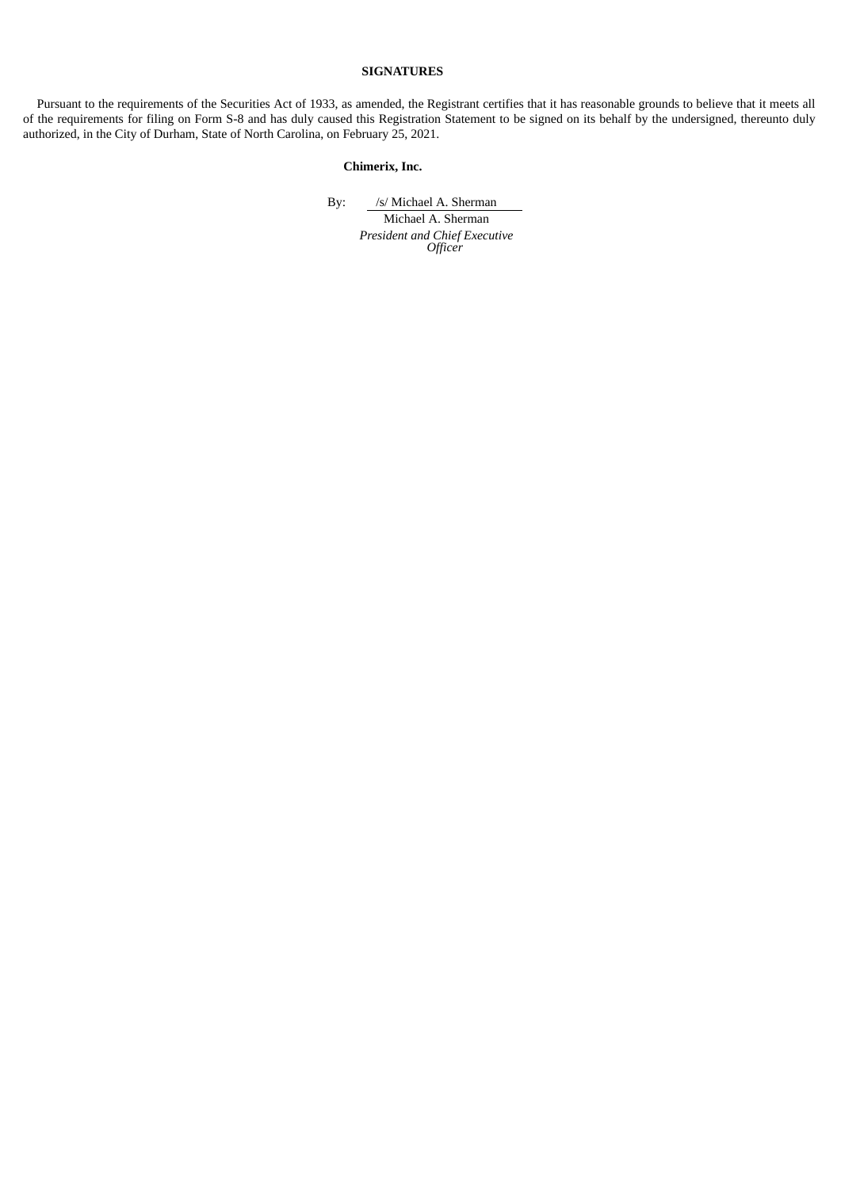**SIGNATURES**

Pursuant to the requirements of the Securities Act of 1933, as amended, the Registrant certifies that it has reasonable grounds to believe that it meets all of the requirements for filing on Form S-8 and has duly caused this Registration Statement to be signed on its behalf by the undersigned, thereunto duly authorized, in the City of Durham, State of North Carolina, on February 25, 2021.

**Chimerix, Inc.**

By: /s/ Michael A. Sherman

Michael A. Sherman

*President and Chief Executive Officer*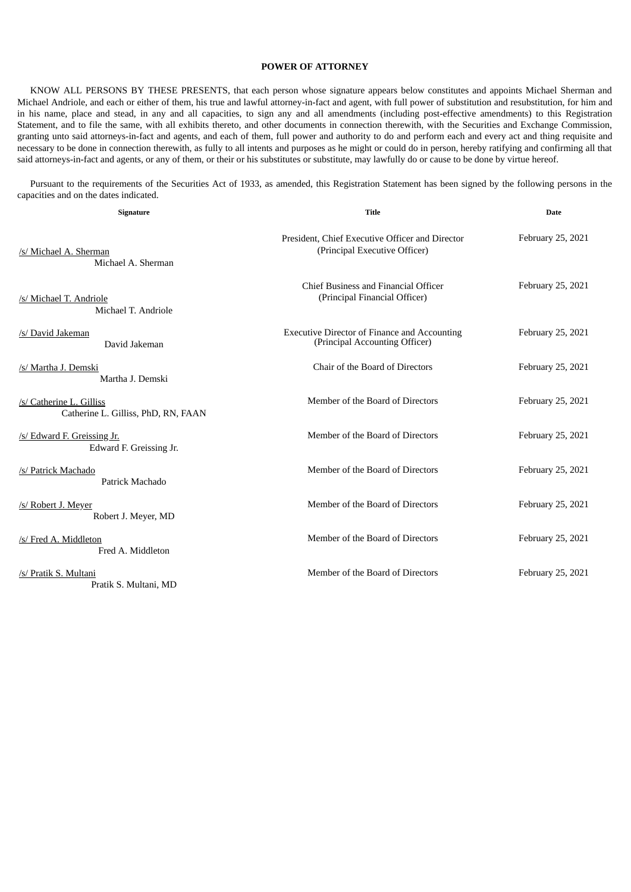**POWER OF ATTORNEY**

KNOW ALL PERSONS BY THESE PRESENTS, that each person whose signature appears below constitutes and appoints Michael Sherman and Michael Andriole, and each or either of them, his true and lawful attorney-in-fact and agent, with full power of substitution and resubstitution, for him and in his name, place and stead, in any and all capacities, to sign any and all amendments (including post-effective amendments) to this Registration Statement, and to file the same, with all exhibits thereto, and other documents in connection therewith, with the Securities and Exchange Commission, granting unto said attorneys-in-fact and agents, and each of them, full power and authority to do and perform each and every act and thing requisite and necessary to be done in connection therewith, as fully to all intents and purposes as he might or could do in person, hereby ratifying and confirming all that said attorneys-in-fact and agents, or any of them, or their or his substitutes or substitute, may lawfully do or cause to be done by virtue hereof.

Pursuant to the requirements of the Securities Act of 1933, as amended, this Registration Statement has been signed by the following persons in the capacities and on the dates indicated.

| Signature | Title | Date |
|---|---|---|
| /s/ Michael A. Sherman<br>Michael A. Sherman | President, Chief Executive Officer and Director<br>(Principal Executive Officer) | February 25, 2021 |
| /s/ Michael T. Andriole<br>Michael T. Andriole | Chief Business and Financial Officer<br>(Principal Financial Officer) | February 25, 2021 |
| /s/ David Jakeman<br>David Jakeman | Executive Director of Finance and Accounting<br>(Principal Accounting Officer) | February 25, 2021 |
| /s/ Martha J. Demski<br>Martha J. Demski | Chair of the Board of Directors | February 25, 2021 |
| /s/ Catherine L. Gilliss<br>Catherine L. Gilliss, PhD, RN, FAAN | Member of the Board of Directors | February 25, 2021 |
| /s/ Edward F. Greissing Jr.<br>Edward F. Greissing Jr. | Member of the Board of Directors | February 25, 2021 |
| /s/ Patrick Machado<br>Patrick Machado | Member of the Board of Directors | February 25, 2021 |
| /s/ Robert J. Meyer<br>Robert J. Meyer, MD | Member of the Board of Directors | February 25, 2021 |
| /s/ Fred A. Middleton<br>Fred A. Middleton | Member of the Board of Directors | February 25, 2021 |
| /s/ Pratik S. Multani<br>Pratik S. Multani, MD | Member of the Board of Directors | February 25, 2021 |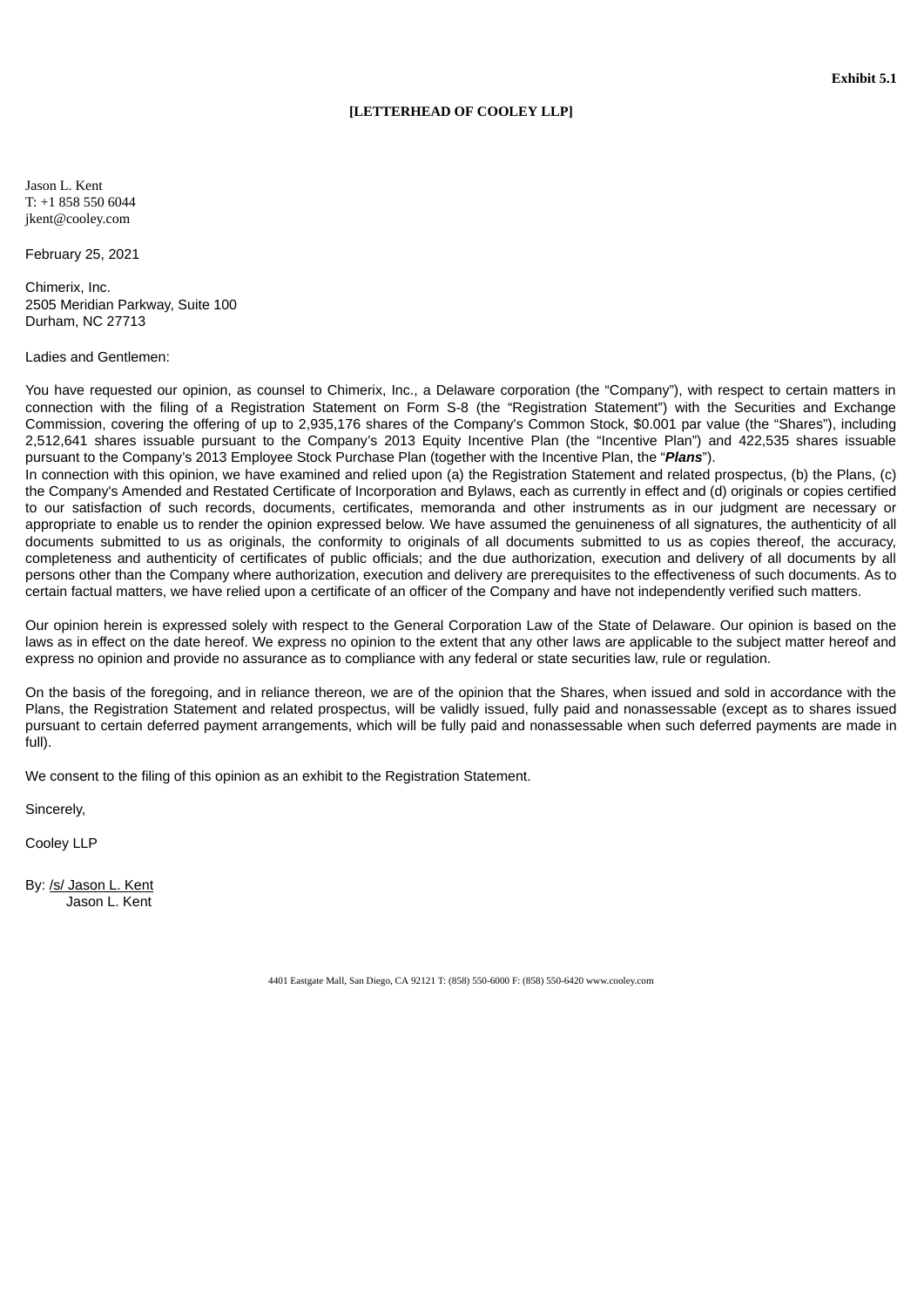**Exhibit 5.1**

**[LETTERHEAD OF COOLEY LLP]**

Jason L. Kent
T: +1 858 550 6044
jkent@cooley.com

February 25, 2021

Chimerix, Inc.
2505 Meridian Parkway, Suite 100
Durham, NC 27713

Ladies and Gentlemen:

You have requested our opinion, as counsel to Chimerix, Inc., a Delaware corporation (the "Company"), with respect to certain matters in connection with the filing of a Registration Statement on Form S-8 (the "Registration Statement") with the Securities and Exchange Commission, covering the offering of up to 2,935,176 shares of the Company's Common Stock, $0.001 par value (the "Shares"), including 2,512,641 shares issuable pursuant to the Company's 2013 Equity Incentive Plan (the "Incentive Plan") and 422,535 shares issuable pursuant to the Company's 2013 Employee Stock Purchase Plan (together with the Incentive Plan, the "***Plans***").

In connection with this opinion, we have examined and relied upon (a) the Registration Statement and related prospectus, (b) the Plans, (c) the Company's Amended and Restated Certificate of Incorporation and Bylaws, each as currently in effect and (d) originals or copies certified to our satisfaction of such records, documents, certificates, memoranda and other instruments as in our judgment are necessary or appropriate to enable us to render the opinion expressed below. We have assumed the genuineness of all signatures, the authenticity of all documents submitted to us as originals, the conformity to originals of all documents submitted to us as copies thereof, the accuracy, completeness and authenticity of certificates of public officials; and the due authorization, execution and delivery of all documents by all persons other than the Company where authorization, execution and delivery are prerequisites to the effectiveness of such documents. As to certain factual matters, we have relied upon a certificate of an officer of the Company and have not independently verified such matters.

Our opinion herein is expressed solely with respect to the General Corporation Law of the State of Delaware. Our opinion is based on the laws as in effect on the date hereof. We express no opinion to the extent that any other laws are applicable to the subject matter hereof and express no opinion and provide no assurance as to compliance with any federal or state securities law, rule or regulation.

On the basis of the foregoing, and in reliance thereon, we are of the opinion that the Shares, when issued and sold in accordance with the Plans, the Registration Statement and related prospectus, will be validly issued, fully paid and nonassessable (except as to shares issued pursuant to certain deferred payment arrangements, which will be fully paid and nonassessable when such deferred payments are made in full).

We consent to the filing of this opinion as an exhibit to the Registration Statement.

Sincerely,

Cooley LLP

By: /s/ Jason L. Kent
Jason L. Kent

4401 Eastgate Mall, San Diego, CA 92121 T: (858) 550-6000 F: (858) 550-6420 www.cooley.com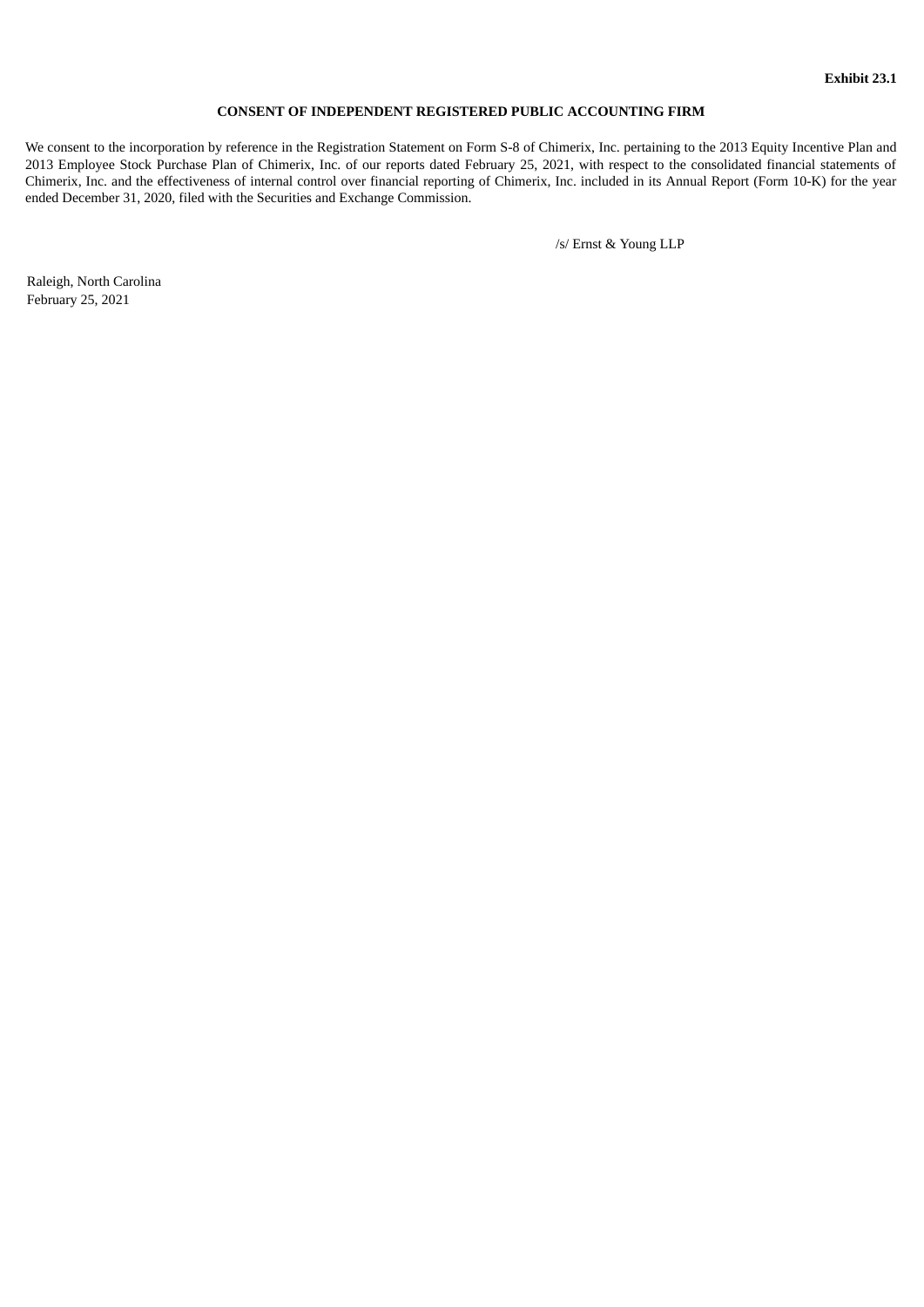**Exhibit 23.1**

**CONSENT OF INDEPENDENT REGISTERED PUBLIC ACCOUNTING FIRM**

We consent to the incorporation by reference in the Registration Statement on Form S-8 of Chimerix, Inc. pertaining to the 2013 Equity Incentive Plan and 2013 Employee Stock Purchase Plan of Chimerix, Inc. of our reports dated February 25, 2021, with respect to the consolidated financial statements of Chimerix, Inc. and the effectiveness of internal control over financial reporting of Chimerix, Inc. included in its Annual Report (Form 10-K) for the year ended December 31, 2020, filed with the Securities and Exchange Commission.

/s/ Ernst & Young LLP

Raleigh, North Carolina
February 25, 2021